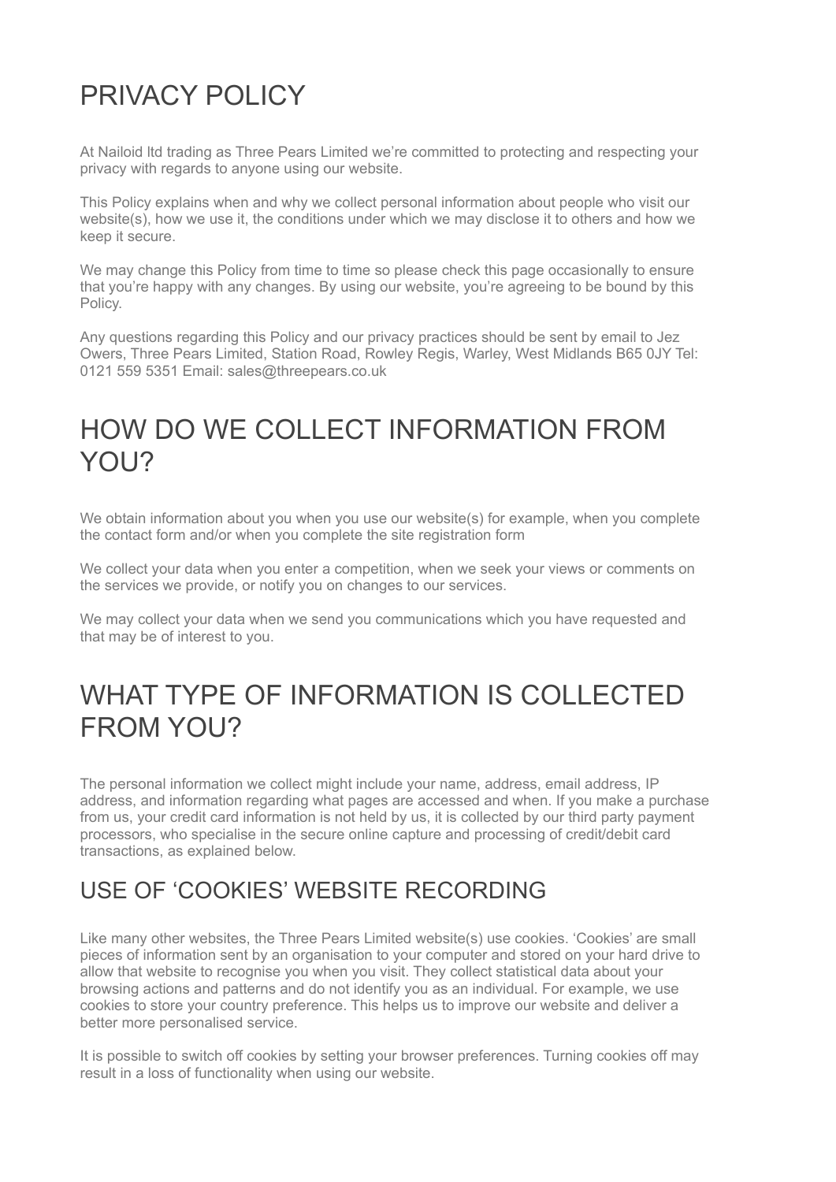# PRIVACY POLICY

At Nailoid ltd trading as Three Pears Limited we're committed to protecting and respecting your privacy with regards to anyone using our website.

This Policy explains when and why we collect personal information about people who visit our website(s), how we use it, the conditions under which we may disclose it to others and how we keep it secure.

We may change this Policy from time to time so please check this page occasionally to ensure that you're happy with any changes. By using our website, you're agreeing to be bound by this Policy.

Any questions regarding this Policy and our privacy practices should be sent by email to Jez Owers, Three Pears Limited, Station Road, Rowley Regis, Warley, West Midlands B65 0JY Tel: 0121 559 5351 Email: sales@threepears.co.uk

# HOW DO WE COLLECT INFORMATION FROM YOU?

We obtain information about you when you use our website(s) for example, when you complete the contact form and/or when you complete the site registration form

We collect your data when you enter a competition, when we seek your views or comments on the services we provide, or notify you on changes to our services.

We may collect your data when we send you communications which you have requested and that may be of interest to you.

# WHAT TYPE OF INFORMATION IS COLLECTED FROM YOU?

The personal information we collect might include your name, address, email address, IP address, and information regarding what pages are accessed and when. If you make a purchase from us, your credit card information is not held by us, it is collected by our third party payment processors, who specialise in the secure online capture and processing of credit/debit card transactions, as explained below.

## USE OF 'COOKIES' WEBSITE RECORDING

Like many other websites, the Three Pears Limited website(s) use cookies. 'Cookies' are small pieces of information sent by an organisation to your computer and stored on your hard drive to allow that website to recognise you when you visit. They collect statistical data about your browsing actions and patterns and do not identify you as an individual. For example, we use cookies to store your country preference. This helps us to improve our website and deliver a better more personalised service.

It is possible to switch off cookies by setting your browser preferences. Turning cookies off may result in a loss of functionality when using our website.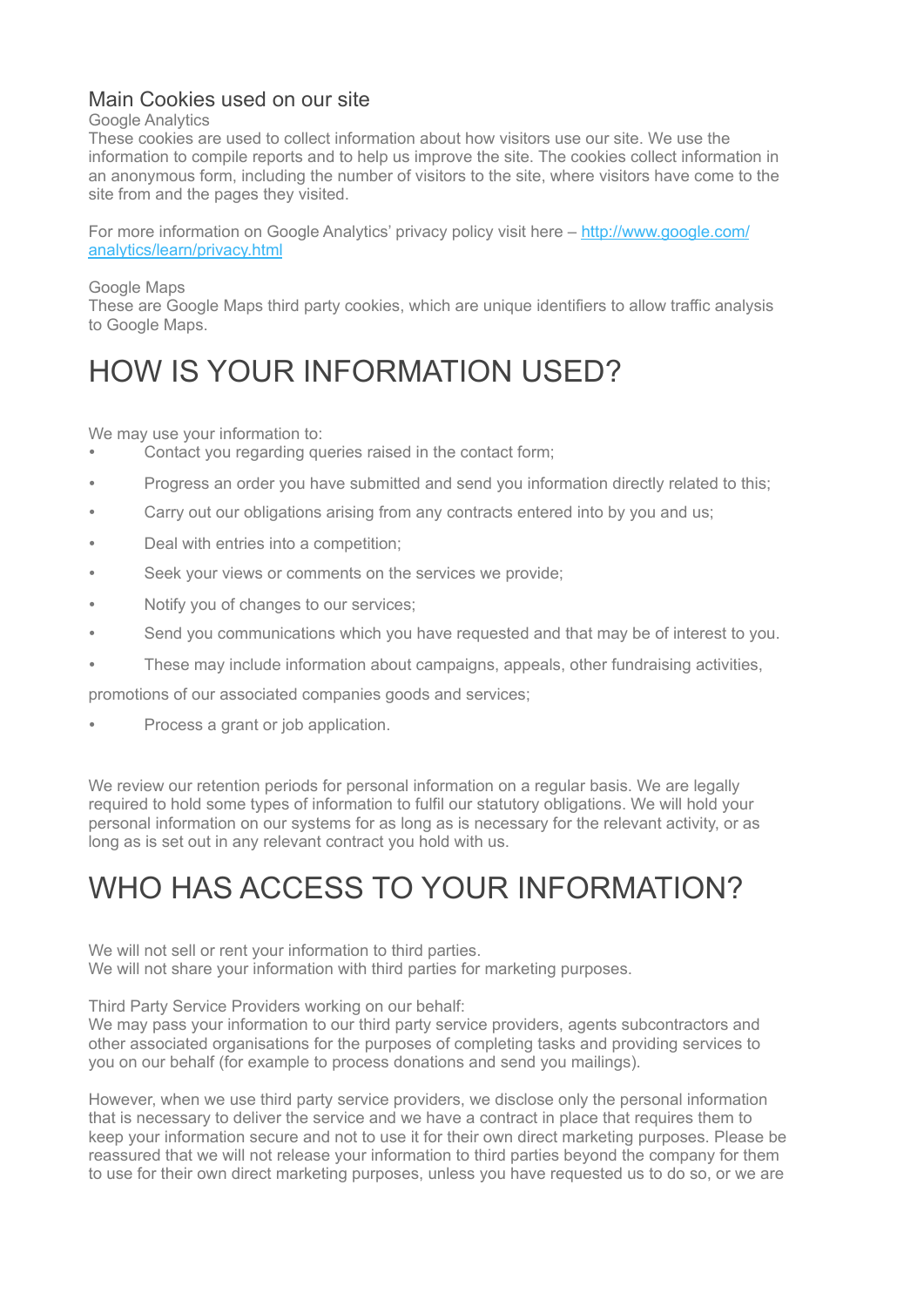## Main Cookies used on our site

Google Analytics
These cookies are used to collect information about how visitors use our site. We use the information to compile reports and to help us improve the site. The cookies collect information in an anonymous form, including the number of visitors to the site, where visitors have come to the site from and the pages they visited.

For more information on Google Analytics' privacy policy visit here – [http://www.google.com/analytics/learn/privacy.html](http://www.google.com/analytics/learn/privacy.html)

Google Maps
These are Google Maps third party cookies, which are unique identifiers to allow traffic analysis to Google Maps.

# HOW IS YOUR INFORMATION USED?

We may use your information to:

- Contact you regarding queries raised in the contact form;
- Progress an order you have submitted and send you information directly related to this;
- Carry out our obligations arising from any contracts entered into by you and us;
- Deal with entries into a competition;
- Seek your views or comments on the services we provide;
- Notify you of changes to our services;
- Send you communications which you have requested and that may be of interest to you.
- These may include information about campaigns, appeals, other fundraising activities,

promotions of our associated companies goods and services;

- Process a grant or job application.

We review our retention periods for personal information on a regular basis. We are legally required to hold some types of information to fulfil our statutory obligations. We will hold your personal information on our systems for as long as is necessary for the relevant activity, or as long as is set out in any relevant contract you hold with us.

# WHO HAS ACCESS TO YOUR INFORMATION?

We will not sell or rent your information to third parties.
We will not share your information with third parties for marketing purposes.

Third Party Service Providers working on our behalf:
We may pass your information to our third party service providers, agents subcontractors and other associated organisations for the purposes of completing tasks and providing services to you on our behalf (for example to process donations and send you mailings).

However, when we use third party service providers, we disclose only the personal information that is necessary to deliver the service and we have a contract in place that requires them to keep your information secure and not to use it for their own direct marketing purposes. Please be reassured that we will not release your information to third parties beyond the company for them to use for their own direct marketing purposes, unless you have requested us to do so, or we are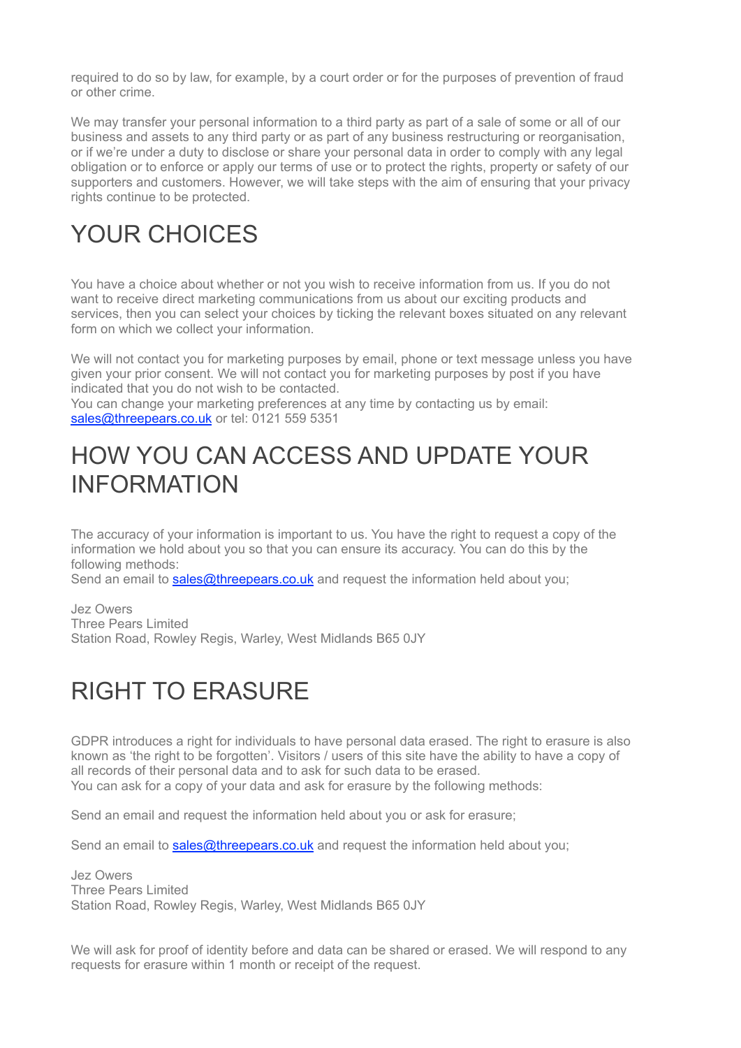required to do so by law, for example, by a court order or for the purposes of prevention of fraud or other crime.

We may transfer your personal information to a third party as part of a sale of some or all of our business and assets to any third party or as part of any business restructuring or reorganisation, or if we're under a duty to disclose or share your personal data in order to comply with any legal obligation or to enforce or apply our terms of use or to protect the rights, property or safety of our supporters and customers. However, we will take steps with the aim of ensuring that your privacy rights continue to be protected.

# YOUR CHOICES

You have a choice about whether or not you wish to receive information from us. If you do not want to receive direct marketing communications from us about our exciting products and services, then you can select your choices by ticking the relevant boxes situated on any relevant form on which we collect your information.

We will not contact you for marketing purposes by email, phone or text message unless you have given your prior consent. We will not contact you for marketing purposes by post if you have indicated that you do not wish to be contacted.
You can change your marketing preferences at any time by contacting us by email: [sales@threepears.co.uk](mailto:sales@threepears.co.uk) or tel: 0121 559 5351

# HOW YOU CAN ACCESS AND UPDATE YOUR INFORMATION

The accuracy of your information is important to us. You have the right to request a copy of the information we hold about you so that you can ensure its accuracy. You can do this by the following methods:
Send an email to [sales@threepears.co.uk](mailto:sales@threepears.co.uk) and request the information held about you;

Jez Owers
Three Pears Limited
Station Road, Rowley Regis, Warley, West Midlands B65 0JY

# RIGHT TO ERASURE

GDPR introduces a right for individuals to have personal data erased. The right to erasure is also known as 'the right to be forgotten'. Visitors / users of this site have the ability to have a copy of all records of their personal data and to ask for such data to be erased.
You can ask for a copy of your data and ask for erasure by the following methods:

Send an email and request the information held about you or ask for erasure;

Send an email to [sales@threepears.co.uk](mailto:sales@threepears.co.uk) and request the information held about you;

Jez Owers
Three Pears Limited
Station Road, Rowley Regis, Warley, West Midlands B65 0JY

We will ask for proof of identity before and data can be shared or erased. We will respond to any requests for erasure within 1 month or receipt of the request.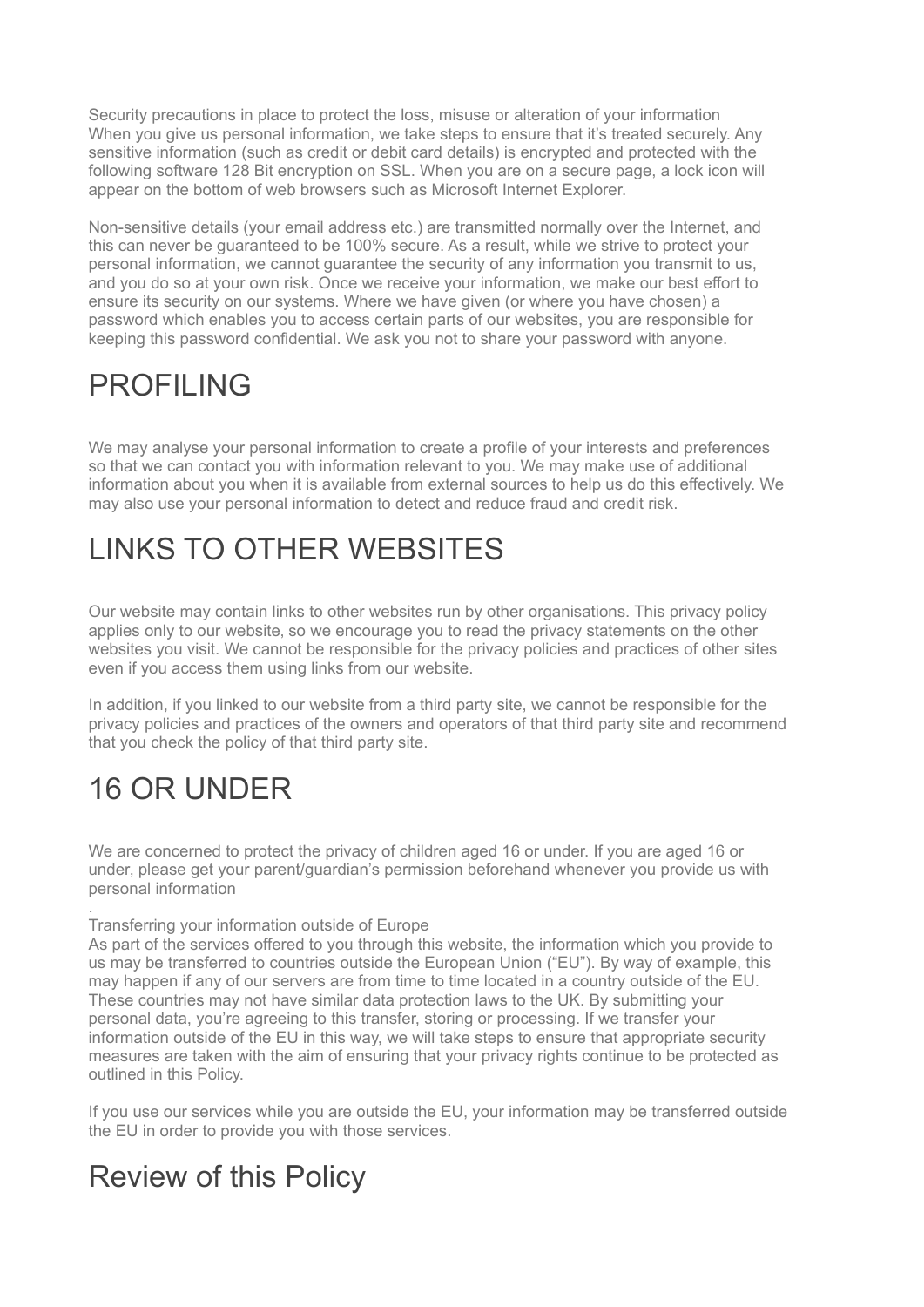Security precautions in place to protect the loss, misuse or alteration of your information
When you give us personal information, we take steps to ensure that it's treated securely. Any sensitive information (such as credit or debit card details) is encrypted and protected with the following software 128 Bit encryption on SSL. When you are on a secure page, a lock icon will appear on the bottom of web browsers such as Microsoft Internet Explorer.

Non-sensitive details (your email address etc.) are transmitted normally over the Internet, and this can never be guaranteed to be 100% secure. As a result, while we strive to protect your personal information, we cannot guarantee the security of any information you transmit to us, and you do so at your own risk. Once we receive your information, we make our best effort to ensure its security on our systems. Where we have given (or where you have chosen) a password which enables you to access certain parts of our websites, you are responsible for keeping this password confidential. We ask you not to share your password with anyone.

# PROFILING

We may analyse your personal information to create a profile of your interests and preferences so that we can contact you with information relevant to you. We may make use of additional information about you when it is available from external sources to help us do this effectively. We may also use your personal information to detect and reduce fraud and credit risk.

# LINKS TO OTHER WEBSITES

Our website may contain links to other websites run by other organisations. This privacy policy applies only to our website, so we encourage you to read the privacy statements on the other websites you visit. We cannot be responsible for the privacy policies and practices of other sites even if you access them using links from our website.

In addition, if you linked to our website from a third party site, we cannot be responsible for the privacy policies and practices of the owners and operators of that third party site and recommend that you check the policy of that third party site.

# 16 OR UNDER

We are concerned to protect the privacy of children aged 16 or under. If you are aged 16 or under, please get your parent/guardian's permission beforehand whenever you provide us with personal information

.
Transferring your information outside of Europe
As part of the services offered to you through this website, the information which you provide to us may be transferred to countries outside the European Union ("EU"). By way of example, this may happen if any of our servers are from time to time located in a country outside of the EU. These countries may not have similar data protection laws to the UK. By submitting your personal data, you're agreeing to this transfer, storing or processing. If we transfer your information outside of the EU in this way, we will take steps to ensure that appropriate security measures are taken with the aim of ensuring that your privacy rights continue to be protected as outlined in this Policy.

If you use our services while you are outside the EU, your information may be transferred outside the EU in order to provide you with those services.

# Review of this Policy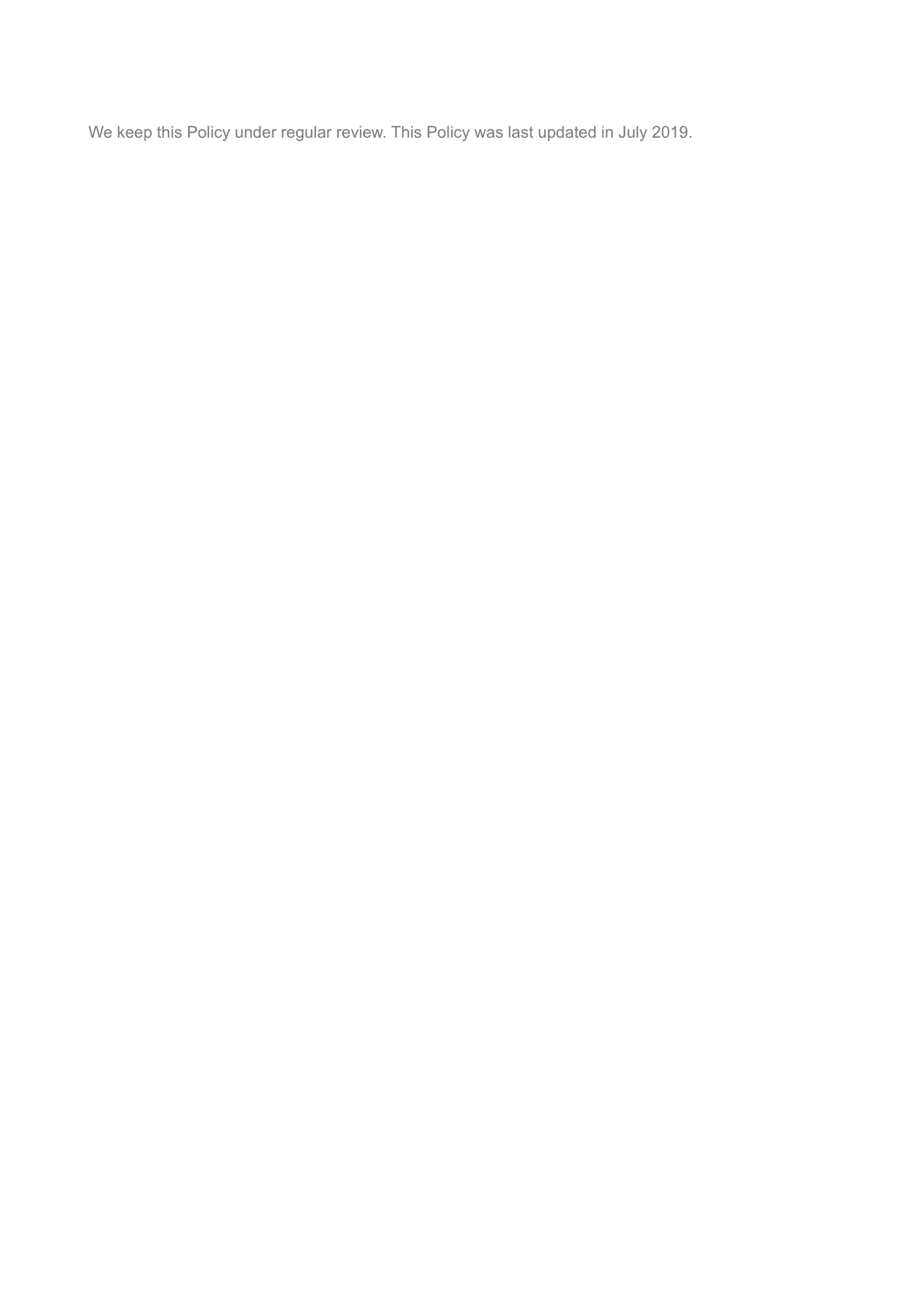We keep this Policy under regular review. This Policy was last updated in July 2019.